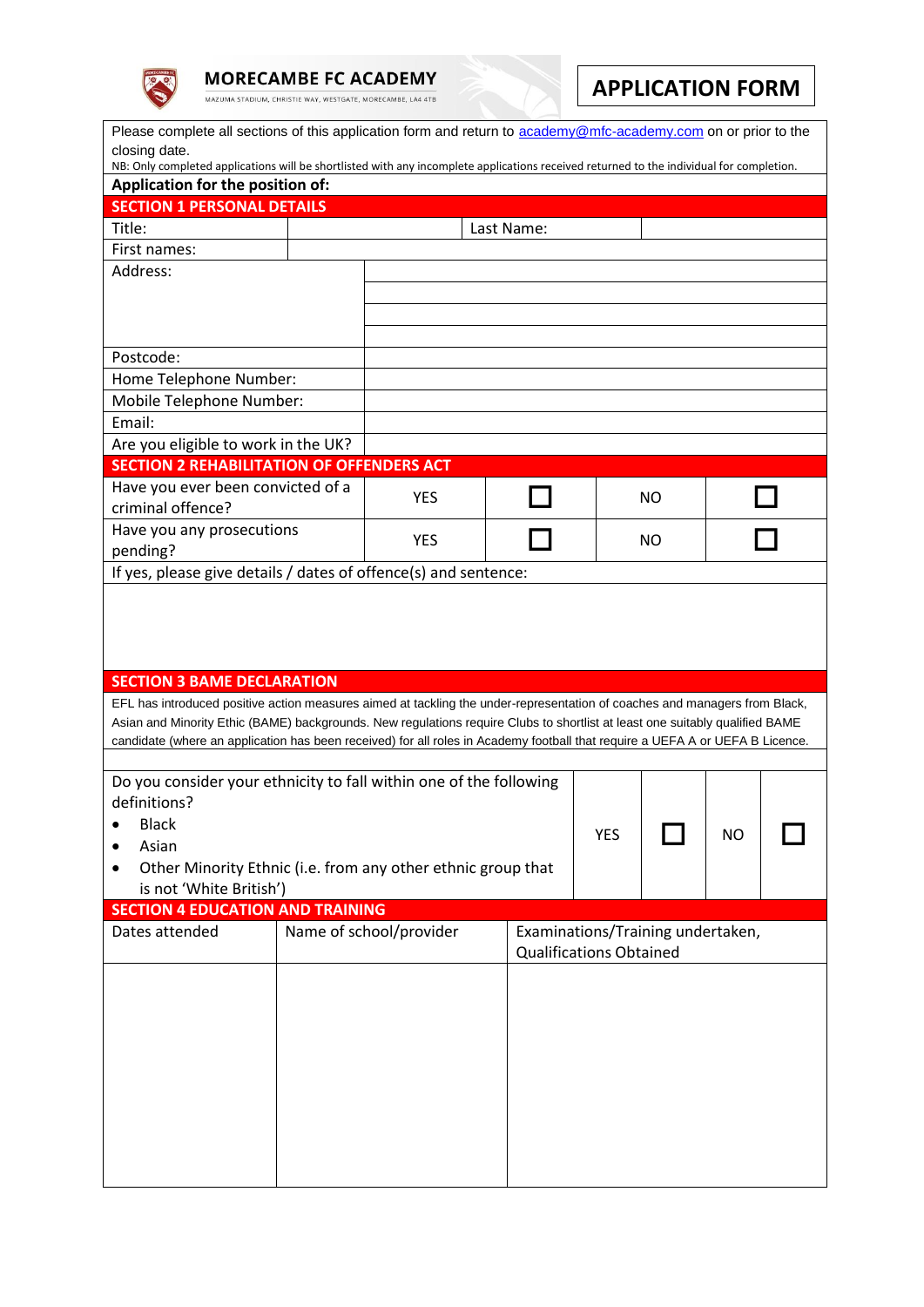# MORECAMBE FC ACADEMY

MAZUMA STADIUM, CHRISTIE WAY, WESTGATE, MORECAMBE, LA4 4TB

# APPLICATION FORM

Please complete all sections of this application form and return to [academy@mfc-academy.com](mailto:academy@mfc-academy.com) on or prior to the closing date.

NB: Only completed applications will be shortlisted with any incomplete applications received returned to the individual for completion.

**Application for the position of:**

## SECTION 1 PERSONAL DETAILS

| Title: | | Last Name: | |
|---|---|---|---|
| First names: | | | |
| Address: | | | |
| Postcode: | | | |
| Home Telephone Number: | | | |
| Mobile Telephone Number: | | | |
| Email: | | | |
| Are you eligible to work in the UK? | | | |

## SECTION 2 REHABILITATION OF OFFENDERS ACT

| | | | | |
|---|---|---|---|---|
| Have you ever been convicted of a criminal offence? | YES | ☐ | NO | ☐ |
| Have you any prosecutions pending? | YES | ☐ | NO | ☐ |

If yes, please give details / dates of offence(s) and sentence:

## SECTION 3 BAME DECLARATION

EFL has introduced positive action measures aimed at tackling the under-representation of coaches and managers from Black, Asian and Minority Ethic (BAME) backgrounds. New regulations require Clubs to shortlist at least one suitably qualified BAME candidate (where an application has been received) for all roles in Academy football that require a UEFA A or UEFA B Licence.

Do you consider your ethnicity to fall within one of the following definitions?

- Black
- Asian
- Other Minority Ethnic (i.e. from any other ethnic group that is not 'White British')

YES ☐ NO ☐

## SECTION 4 EDUCATION AND TRAINING

| Dates attended | Name of school/provider | Examinations/Training undertaken, Qualifications Obtained |
|---|---|---|
| | | |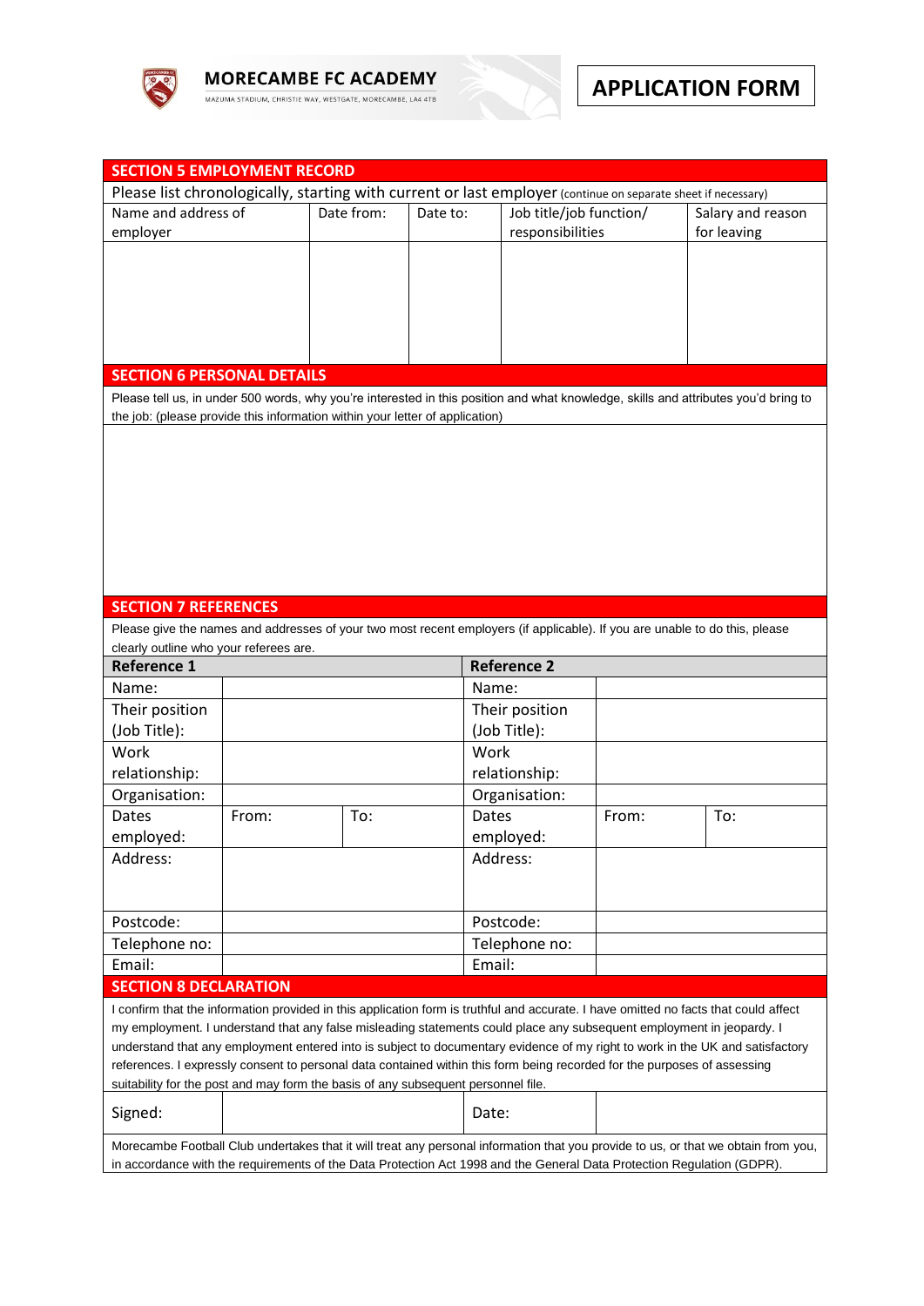MORECAMBE FC ACADEMY

MAZUMA STADIUM, CHRISTIE WAY, WESTGATE, MORECAMBE, LA4 4TB

# APPLICATION FORM

## SECTION 5 EMPLOYMENT RECORD

Please list chronologically, starting with current or last employer (continue on separate sheet if necessary)

| Name and address of employer | Date from: | Date to: | Job title/job function/ responsibilities | Salary and reason for leaving |
|---|---|---|---|---|
| | | | | |

## SECTION 6 PERSONAL DETAILS

Please tell us, in under 500 words, why you're interested in this position and what knowledge, skills and attributes you'd bring to the job: (please provide this information within your letter of application)

## SECTION 7 REFERENCES

Please give the names and addresses of your two most recent employers (if applicable). If you are unable to do this, please clearly outline who your referees are.

| **Reference 1** | | | **Reference 2** | | |
|---|---|---|---|---|---|
| Name: | | | Name: | | |
| Their position (Job Title): | | | Their position (Job Title): | | |
| Work relationship: | | | Work relationship: | | |
| Organisation: | | | Organisation: | | |
| Dates employed: | From: | To: | Dates employed: | From: | To: |
| Address: | | | Address: | | |
| Postcode: | | | Postcode: | | |
| Telephone no: | | | Telephone no: | | |
| Email: | | | Email: | | |

## SECTION 8 DECLARATION

I confirm that the information provided in this application form is truthful and accurate. I have omitted no facts that could affect my employment. I understand that any false misleading statements could place any subsequent employment in jeopardy. I understand that any employment entered into is subject to documentary evidence of my right to work in the UK and satisfactory references. I expressly consent to personal data contained within this form being recorded for the purposes of assessing suitability for the post and may form the basis of any subsequent personnel file.

| | | | |
|---|---|---|---|
| Signed: | | Date: | |

Morecambe Football Club undertakes that it will treat any personal information that you provide to us, or that we obtain from you, in accordance with the requirements of the Data Protection Act 1998 and the General Data Protection Regulation (GDPR).